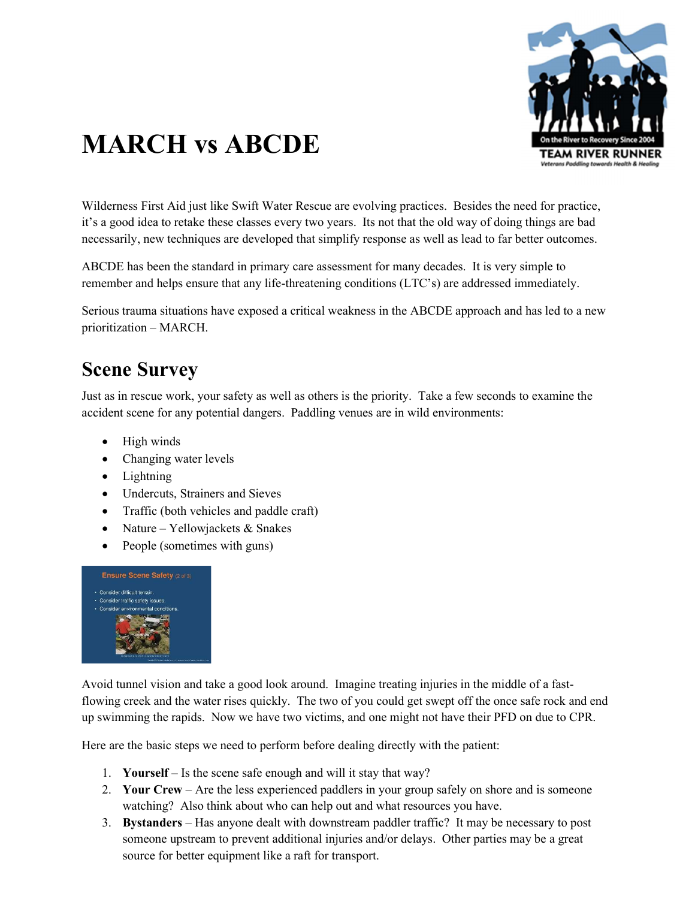# MARCH vs ABCDE

Wilderness First Aid just like Swift Water Rescue are evolving practices. Besides the need for practice, it's a good idea to retake these classes every two years. Its not that the old way of doing things are bad necessarily, new techniques are developed that simplify response as well as lead to far better outcomes.

ABCDE has been the standard in primary care assessment for many decades. It is very simple to remember and helps ensure that any life-threatening conditions (LTC's) are addressed immediately.

Serious trauma situations have exposed a critical weakness in the ABCDE approach and has led to a new prioritization – MARCH.

## Scene Survey

Just as in rescue work, your safety as well as others is the priority. Take a few seconds to examine the accident scene for any potential dangers. Paddling venues are in wild environments:

- High winds
- Changing water levels
- Lightning
- Undercuts, Strainers and Sieves
- Traffic (both vehicles and paddle craft)
- Nature – Yellowjackets & Snakes
- People (sometimes with guns)

Avoid tunnel vision and take a good look around. Imagine treating injuries in the middle of a fast-flowing creek and the water rises quickly. The two of you could get swept off the once safe rock and end up swimming the rapids. Now we have two victims, and one might not have their PFD on due to CPR.

Here are the basic steps we need to perform before dealing directly with the patient:

1. **Yourself** – Is the scene safe enough and will it stay that way?
2. **Your Crew** – Are the less experienced paddlers in your group safely on shore and is someone watching? Also think about who can help out and what resources you have.
3. **Bystanders** – Has anyone dealt with downstream paddler traffic? It may be necessary to post someone upstream to prevent additional injuries and/or delays. Other parties may be a great source for better equipment like a raft for transport.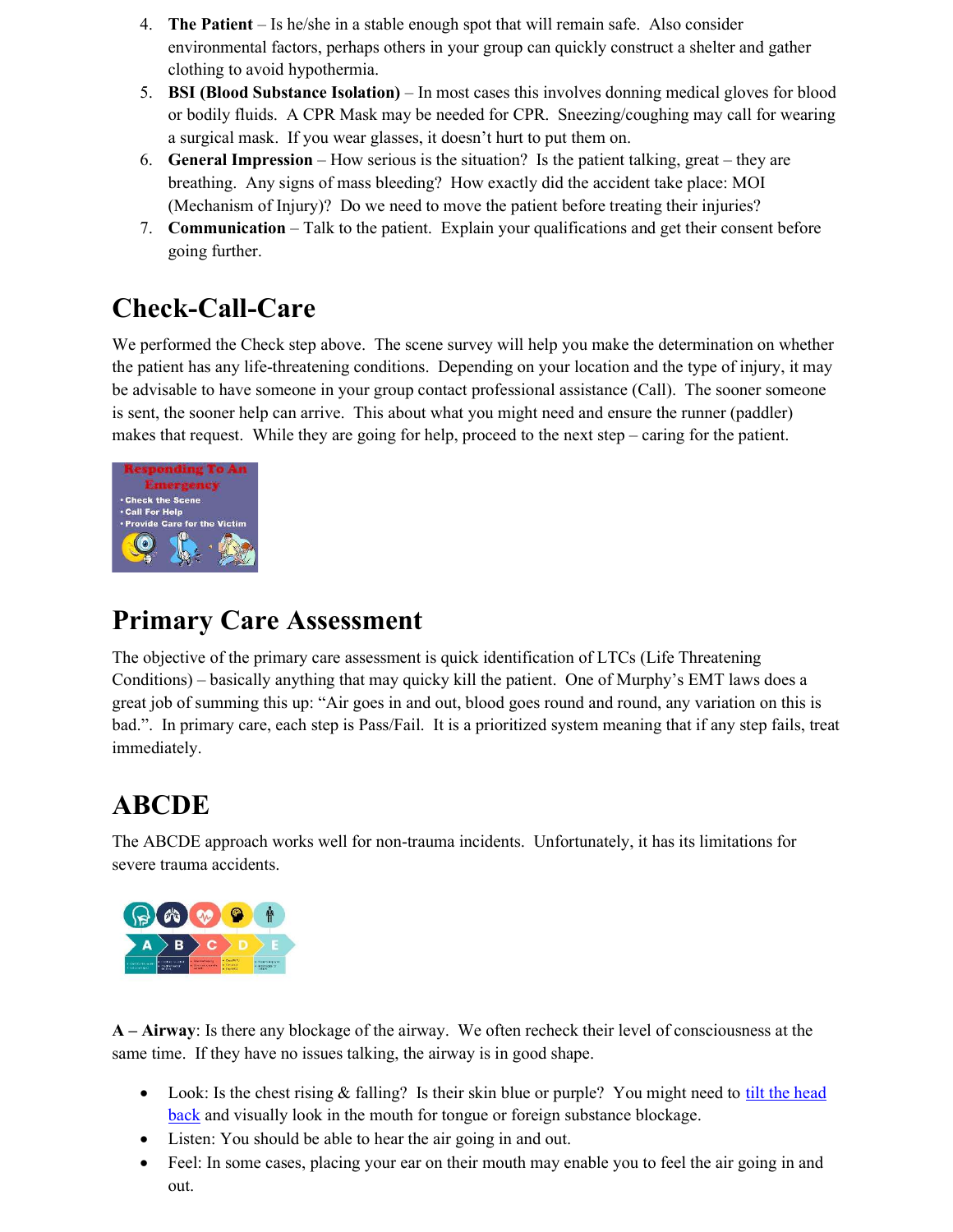4. **The Patient** – Is he/she in a stable enough spot that will remain safe. Also consider environmental factors, perhaps others in your group can quickly construct a shelter and gather clothing to avoid hypothermia.
5. **BSI (Blood Substance Isolation)** – In most cases this involves donning medical gloves for blood or bodily fluids. A CPR Mask may be needed for CPR. Sneezing/coughing may call for wearing a surgical mask. If you wear glasses, it doesn't hurt to put them on.
6. **General Impression** – How serious is the situation? Is the patient talking, great – they are breathing. Any signs of mass bleeding? How exactly did the accident take place: MOI (Mechanism of Injury)? Do we need to move the patient before treating their injuries?
7. **Communication** – Talk to the patient. Explain your qualifications and get their consent before going further.

## Check-Call-Care

We performed the Check step above. The scene survey will help you make the determination on whether the patient has any life-threatening conditions. Depending on your location and the type of injury, it may be advisable to have someone in your group contact professional assistance (Call). The sooner someone is sent, the sooner help can arrive. This about what you might need and ensure the runner (paddler) makes that request. While they are going for help, proceed to the next step – caring for the patient.

## Primary Care Assessment

The objective of the primary care assessment is quick identification of LTCs (Life Threatening Conditions) – basically anything that may quicky kill the patient. One of Murphy's EMT laws does a great job of summing this up: "Air goes in and out, blood goes round and round, any variation on this is bad.". In primary care, each step is Pass/Fail. It is a prioritized system meaning that if any step fails, treat immediately.

## ABCDE

The ABCDE approach works well for non-trauma incidents. Unfortunately, it has its limitations for severe trauma accidents.

**A – Airway**: Is there any blockage of the airway. We often recheck their level of consciousness at the same time. If they have no issues talking, the airway is in good shape.

- Look: Is the chest rising & falling? Is their skin blue or purple? You might need to tilt the head back and visually look in the mouth for tongue or foreign substance blockage.
- Listen: You should be able to hear the air going in and out.
- Feel: In some cases, placing your ear on their mouth may enable you to feel the air going in and out.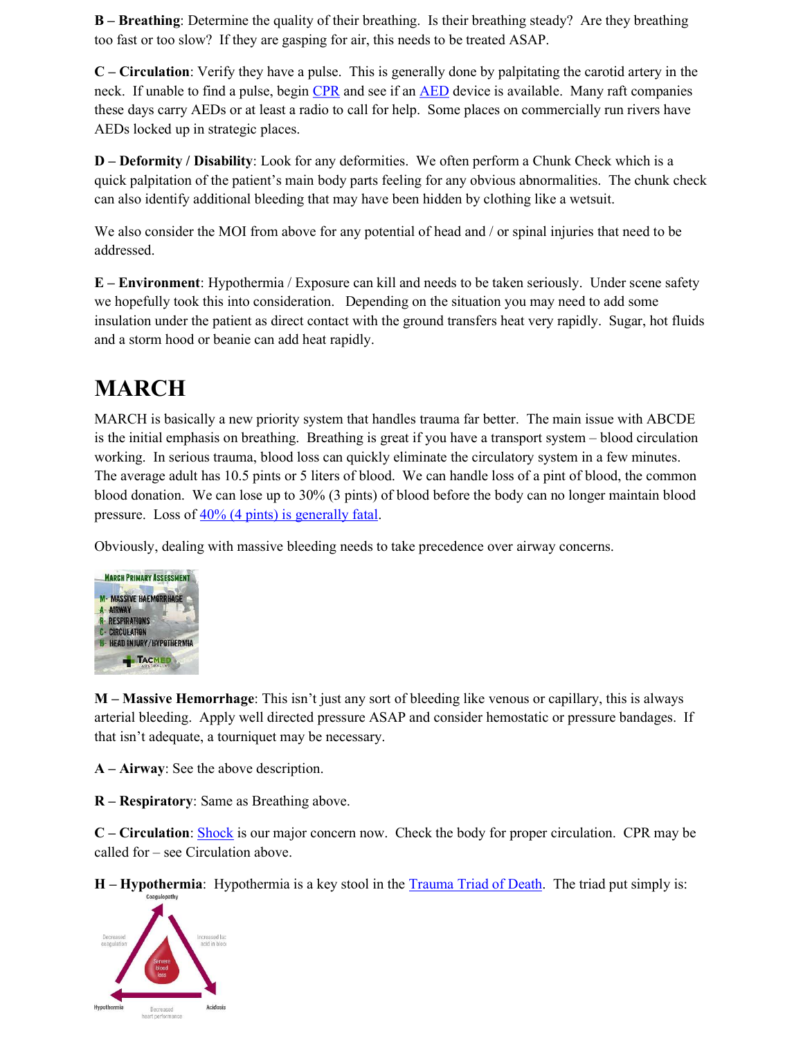**B – Breathing**: Determine the quality of their breathing. Is their breathing steady? Are they breathing too fast or too slow? If they are gasping for air, this needs to be treated ASAP.

**C – Circulation**: Verify they have a pulse. This is generally done by palpitating the carotid artery in the neck. If unable to find a pulse, begin CPR and see if an AED device is available. Many raft companies these days carry AEDs or at least a radio to call for help. Some places on commercially run rivers have AEDs locked up in strategic places.

**D – Deformity / Disability**: Look for any deformities. We often perform a Chunk Check which is a quick palpitation of the patient's main body parts feeling for any obvious abnormalities. The chunk check can also identify additional bleeding that may have been hidden by clothing like a wetsuit.

We also consider the MOI from above for any potential of head and / or spinal injuries that need to be addressed.

**E – Environment**: Hypothermia / Exposure can kill and needs to be taken seriously. Under scene safety we hopefully took this into consideration. Depending on the situation you may need to add some insulation under the patient as direct contact with the ground transfers heat very rapidly. Sugar, hot fluids and a storm hood or beanie can add heat rapidly.

# MARCH

MARCH is basically a new priority system that handles trauma far better. The main issue with ABCDE is the initial emphasis on breathing. Breathing is great if you have a transport system – blood circulation working. In serious trauma, blood loss can quickly eliminate the circulatory system in a few minutes. The average adult has 10.5 pints or 5 liters of blood. We can handle loss of a pint of blood, the common blood donation. We can lose up to 30% (3 pints) of blood before the body can no longer maintain blood pressure. Loss of 40% (4 pints) is generally fatal.

Obviously, dealing with massive bleeding needs to take precedence over airway concerns.

MARCH PRIMARY ASSESSMENT

M- MASSIVE HAEMORRHAGE
A- AIRWAY
R- RESPIRATIONS
C- CIRCULATION
H- HEAD INJURY/HYPOTHERMIA

TACMED AUSTRALIA

**M – Massive Hemorrhage**: This isn't just any sort of bleeding like venous or capillary, this is always arterial bleeding. Apply well directed pressure ASAP and consider hemostatic or pressure bandages. If that isn't adequate, a tourniquet may be necessary.

**A – Airway**: See the above description.

**R – Respiratory**: Same as Breathing above.

**C – Circulation**: Shock is our major concern now. Check the body for proper circulation. CPR may be called for – see Circulation above.

**H – Hypothermia**: Hypothermia is a key stool in the Trauma Triad of Death. The triad put simply is:

Coagulopathy

Decreased coagulation

Increased lactic acid in blood

Severe blood loss

Hypothermia

Decreased heart performance

Acidosis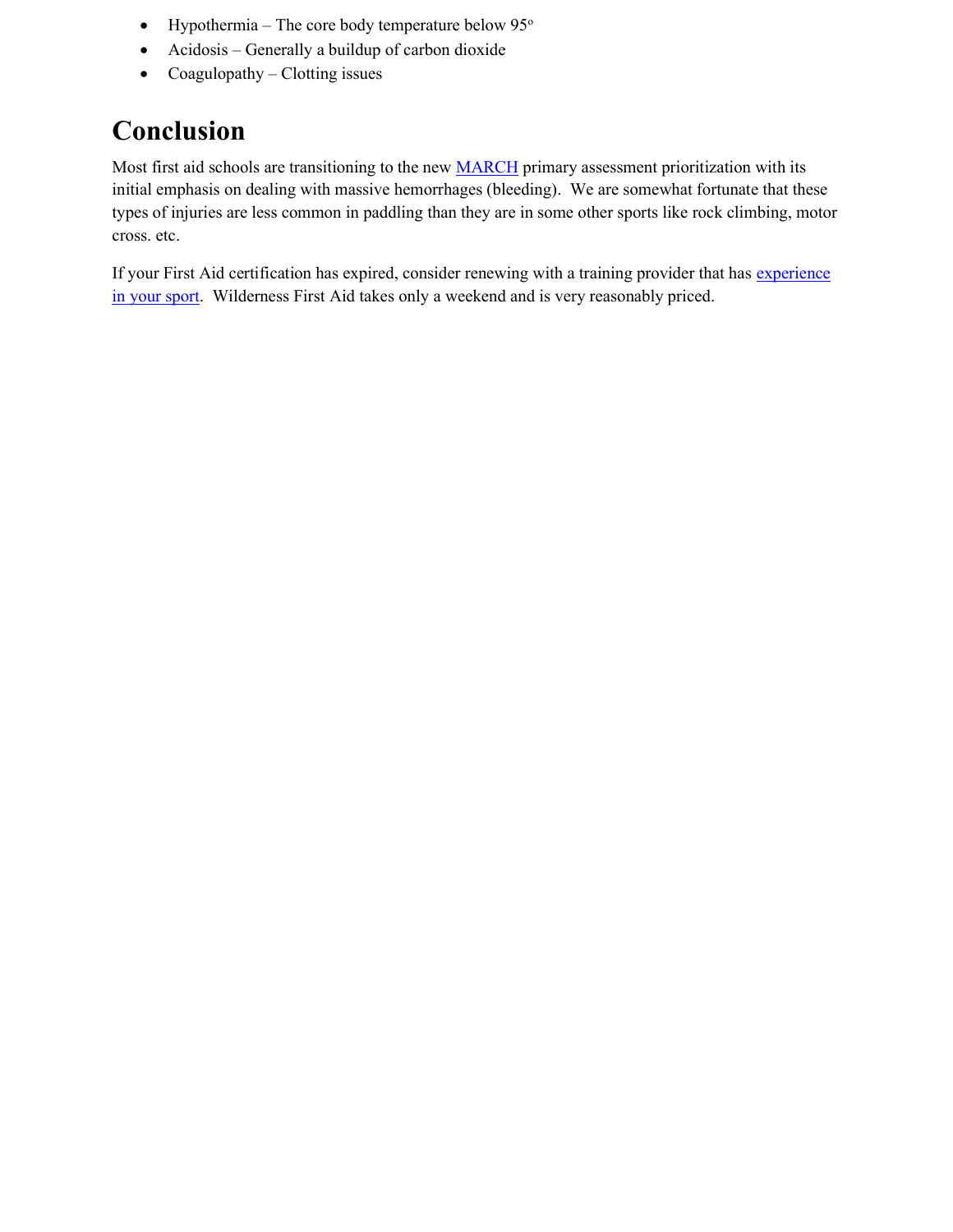- Hypothermia – The core body temperature below 95º
- Acidosis – Generally a buildup of carbon dioxide
- Coagulopathy – Clotting issues

## Conclusion

Most first aid schools are transitioning to the new MARCH primary assessment prioritization with its initial emphasis on dealing with massive hemorrhages (bleeding). We are somewhat fortunate that these types of injuries are less common in paddling than they are in some other sports like rock climbing, motor cross. etc.

If your First Aid certification has expired, consider renewing with a training provider that has experience in your sport. Wilderness First Aid takes only a weekend and is very reasonably priced.